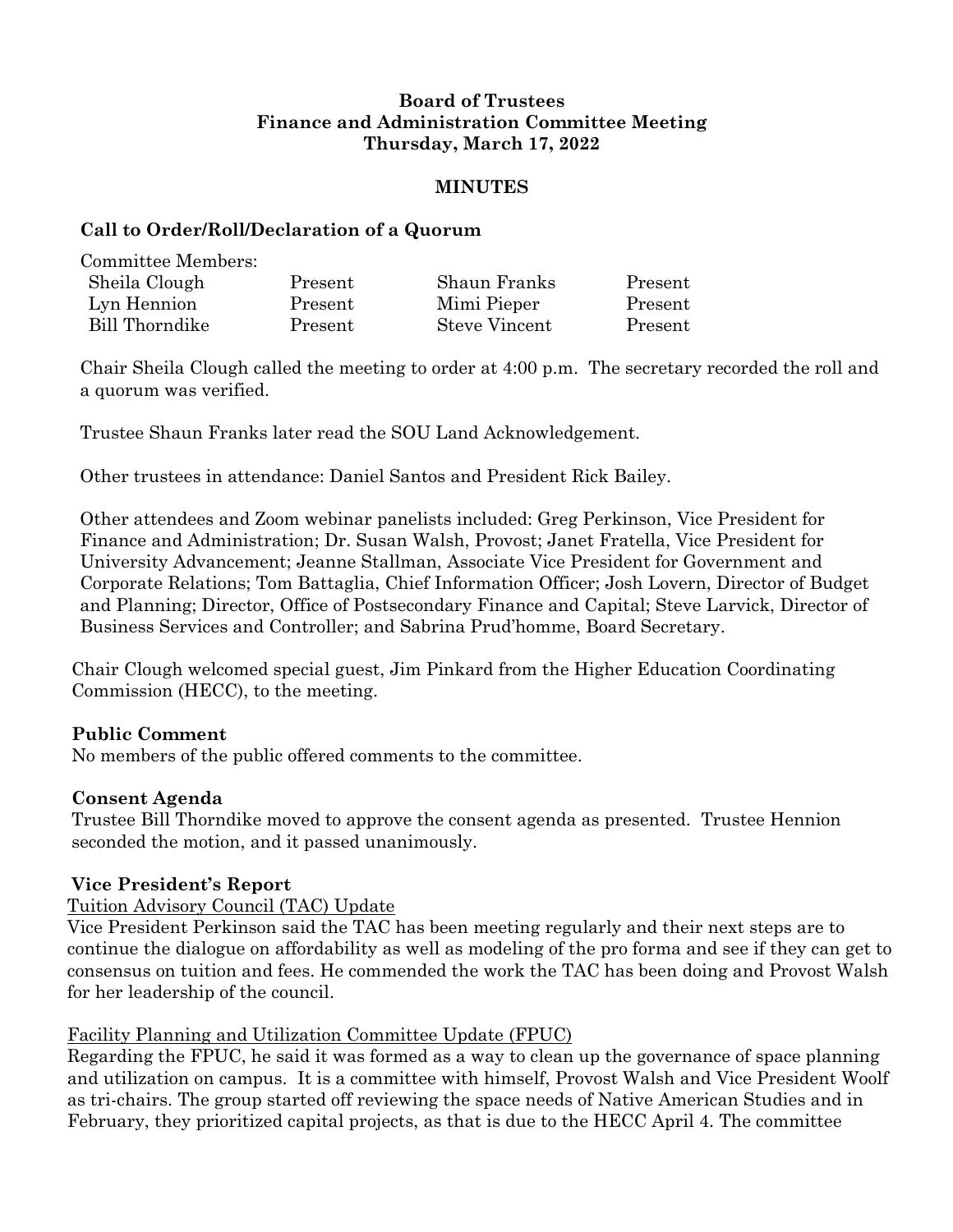**Board of Trustees**
**Finance and Administration Committee Meeting**
**Thursday, March 17, 2022**

**MINUTES**

## Call to Order/Roll/Declaration of a Quorum

Committee Members:

| | | | |
|---|---|---|---|
| Sheila Clough | Present | Shaun Franks | Present |
| Lyn Hennion | Present | Mimi Pieper | Present |
| Bill Thorndike | Present | Steve Vincent | Present |

Chair Sheila Clough called the meeting to order at 4:00 p.m. The secretary recorded the roll and a quorum was verified.

Trustee Shaun Franks later read the SOU Land Acknowledgement.

Other trustees in attendance: Daniel Santos and President Rick Bailey.

Other attendees and Zoom webinar panelists included: Greg Perkinson, Vice President for Finance and Administration; Dr. Susan Walsh, Provost; Janet Fratella, Vice President for University Advancement; Jeanne Stallman, Associate Vice President for Government and Corporate Relations; Tom Battaglia, Chief Information Officer; Josh Lovern, Director of Budget and Planning; Director, Office of Postsecondary Finance and Capital; Steve Larvick, Director of Business Services and Controller; and Sabrina Prud'homme, Board Secretary.

Chair Clough welcomed special guest, Jim Pinkard from the Higher Education Coordinating Commission (HECC), to the meeting.

## Public Comment

No members of the public offered comments to the committee.

## Consent Agenda

Trustee Bill Thorndike moved to approve the consent agenda as presented. Trustee Hennion seconded the motion, and it passed unanimously.

## Vice President's Report

Tuition Advisory Council (TAC) Update

Vice President Perkinson said the TAC has been meeting regularly and their next steps are to continue the dialogue on affordability as well as modeling of the pro forma and see if they can get to consensus on tuition and fees. He commended the work the TAC has been doing and Provost Walsh for her leadership of the council.

Facility Planning and Utilization Committee Update (FPUC)

Regarding the FPUC, he said it was formed as a way to clean up the governance of space planning and utilization on campus. It is a committee with himself, Provost Walsh and Vice President Woolf as tri-chairs. The group started off reviewing the space needs of Native American Studies and in February, they prioritized capital projects, as that is due to the HECC April 4. The committee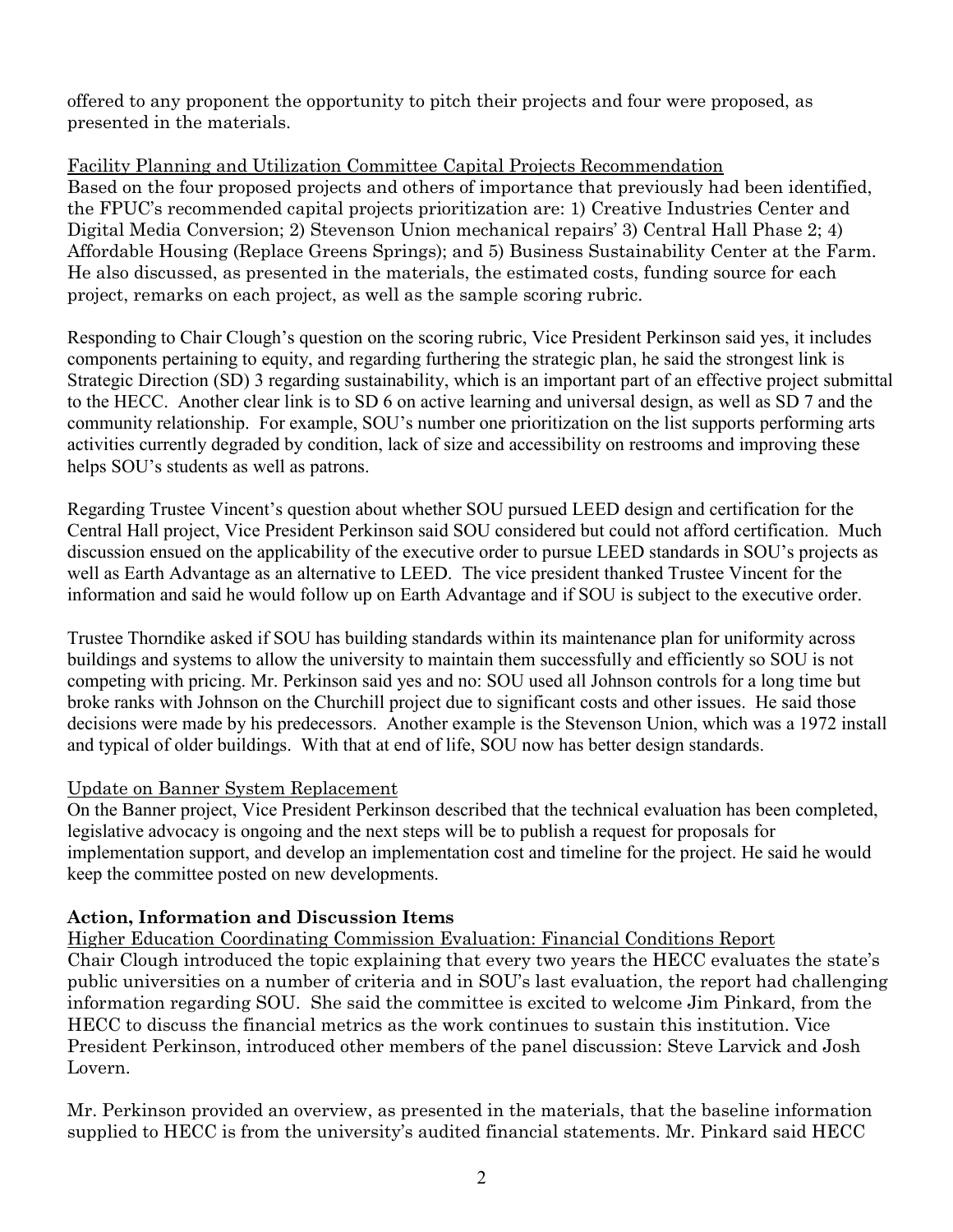offered to any proponent the opportunity to pitch their projects and four were proposed, as presented in the materials.

Facility Planning and Utilization Committee Capital Projects Recommendation

Based on the four proposed projects and others of importance that previously had been identified, the FPUC's recommended capital projects prioritization are: 1) Creative Industries Center and Digital Media Conversion; 2) Stevenson Union mechanical repairs' 3) Central Hall Phase 2; 4) Affordable Housing (Replace Greens Springs); and 5) Business Sustainability Center at the Farm. He also discussed, as presented in the materials, the estimated costs, funding source for each project, remarks on each project, as well as the sample scoring rubric.

Responding to Chair Clough's question on the scoring rubric, Vice President Perkinson said yes, it includes components pertaining to equity, and regarding furthering the strategic plan, he said the strongest link is Strategic Direction (SD) 3 regarding sustainability, which is an important part of an effective project submittal to the HECC. Another clear link is to SD 6 on active learning and universal design, as well as SD 7 and the community relationship. For example, SOU's number one prioritization on the list supports performing arts activities currently degraded by condition, lack of size and accessibility on restrooms and improving these helps SOU's students as well as patrons.

Regarding Trustee Vincent's question about whether SOU pursued LEED design and certification for the Central Hall project, Vice President Perkinson said SOU considered but could not afford certification. Much discussion ensued on the applicability of the executive order to pursue LEED standards in SOU's projects as well as Earth Advantage as an alternative to LEED. The vice president thanked Trustee Vincent for the information and said he would follow up on Earth Advantage and if SOU is subject to the executive order.

Trustee Thorndike asked if SOU has building standards within its maintenance plan for uniformity across buildings and systems to allow the university to maintain them successfully and efficiently so SOU is not competing with pricing. Mr. Perkinson said yes and no: SOU used all Johnson controls for a long time but broke ranks with Johnson on the Churchill project due to significant costs and other issues. He said those decisions were made by his predecessors. Another example is the Stevenson Union, which was a 1972 install and typical of older buildings. With that at end of life, SOU now has better design standards.

Update on Banner System Replacement

On the Banner project, Vice President Perkinson described that the technical evaluation has been completed, legislative advocacy is ongoing and the next steps will be to publish a request for proposals for implementation support, and develop an implementation cost and timeline for the project. He said he would keep the committee posted on new developments.

**Action, Information and Discussion Items**

Higher Education Coordinating Commission Evaluation: Financial Conditions Report

Chair Clough introduced the topic explaining that every two years the HECC evaluates the state's public universities on a number of criteria and in SOU's last evaluation, the report had challenging information regarding SOU. She said the committee is excited to welcome Jim Pinkard, from the HECC to discuss the financial metrics as the work continues to sustain this institution. Vice President Perkinson, introduced other members of the panel discussion: Steve Larvick and Josh Lovern.

Mr. Perkinson provided an overview, as presented in the materials, that the baseline information supplied to HECC is from the university's audited financial statements. Mr. Pinkard said HECC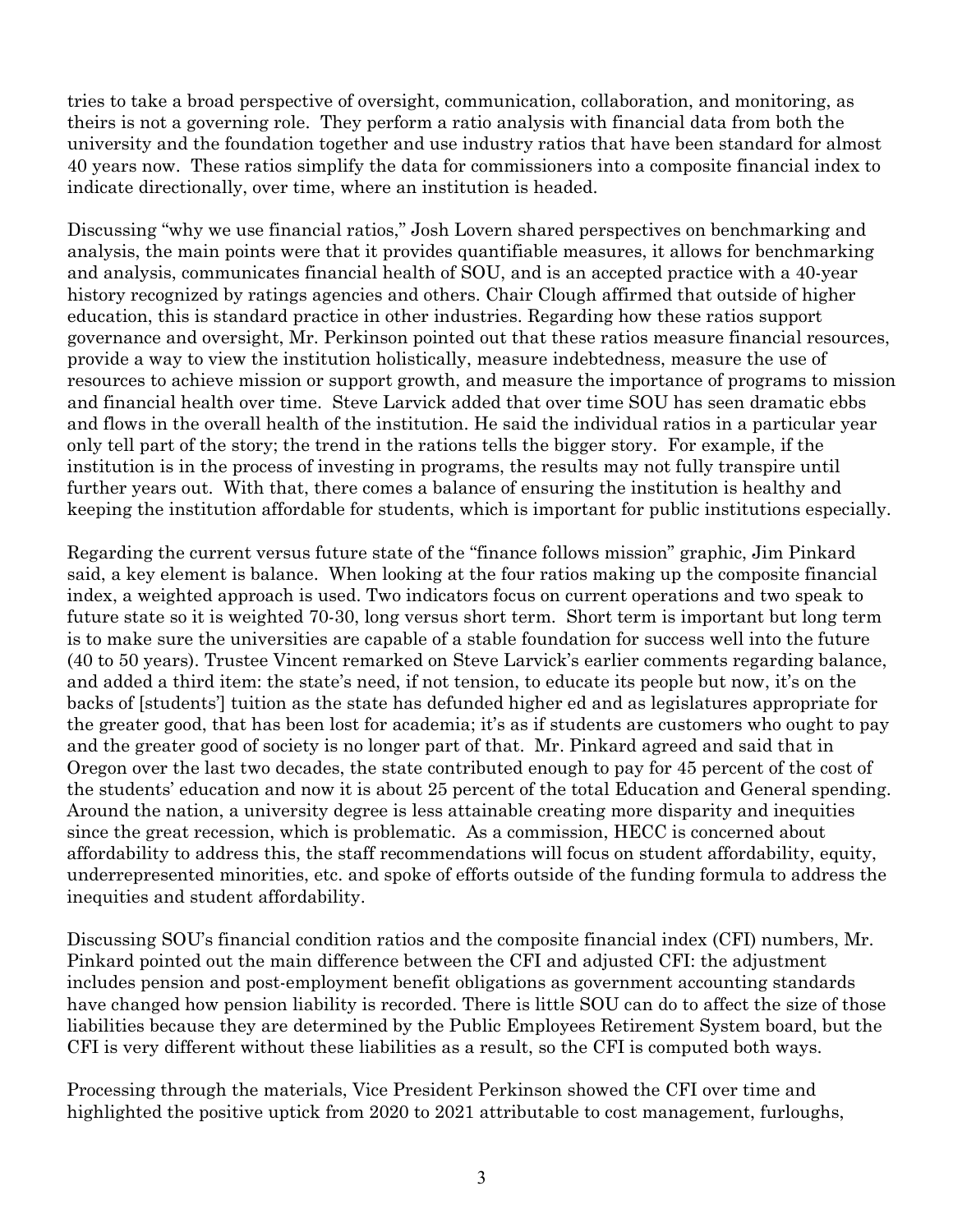tries to take a broad perspective of oversight, communication, collaboration, and monitoring, as theirs is not a governing role. They perform a ratio analysis with financial data from both the university and the foundation together and use industry ratios that have been standard for almost 40 years now. These ratios simplify the data for commissioners into a composite financial index to indicate directionally, over time, where an institution is headed.

Discussing "why we use financial ratios," Josh Lovern shared perspectives on benchmarking and analysis, the main points were that it provides quantifiable measures, it allows for benchmarking and analysis, communicates financial health of SOU, and is an accepted practice with a 40-year history recognized by ratings agencies and others. Chair Clough affirmed that outside of higher education, this is standard practice in other industries. Regarding how these ratios support governance and oversight, Mr. Perkinson pointed out that these ratios measure financial resources, provide a way to view the institution holistically, measure indebtedness, measure the use of resources to achieve mission or support growth, and measure the importance of programs to mission and financial health over time. Steve Larvick added that over time SOU has seen dramatic ebbs and flows in the overall health of the institution. He said the individual ratios in a particular year only tell part of the story; the trend in the rations tells the bigger story. For example, if the institution is in the process of investing in programs, the results may not fully transpire until further years out. With that, there comes a balance of ensuring the institution is healthy and keeping the institution affordable for students, which is important for public institutions especially.

Regarding the current versus future state of the "finance follows mission" graphic, Jim Pinkard said, a key element is balance. When looking at the four ratios making up the composite financial index, a weighted approach is used. Two indicators focus on current operations and two speak to future state so it is weighted 70-30, long versus short term. Short term is important but long term is to make sure the universities are capable of a stable foundation for success well into the future (40 to 50 years). Trustee Vincent remarked on Steve Larvick's earlier comments regarding balance, and added a third item: the state's need, if not tension, to educate its people but now, it's on the backs of [students'] tuition as the state has defunded higher ed and as legislatures appropriate for the greater good, that has been lost for academia; it's as if students are customers who ought to pay and the greater good of society is no longer part of that. Mr. Pinkard agreed and said that in Oregon over the last two decades, the state contributed enough to pay for 45 percent of the cost of the students' education and now it is about 25 percent of the total Education and General spending. Around the nation, a university degree is less attainable creating more disparity and inequities since the great recession, which is problematic. As a commission, HECC is concerned about affordability to address this, the staff recommendations will focus on student affordability, equity, underrepresented minorities, etc. and spoke of efforts outside of the funding formula to address the inequities and student affordability.

Discussing SOU's financial condition ratios and the composite financial index (CFI) numbers, Mr. Pinkard pointed out the main difference between the CFI and adjusted CFI: the adjustment includes pension and post-employment benefit obligations as government accounting standards have changed how pension liability is recorded. There is little SOU can do to affect the size of those liabilities because they are determined by the Public Employees Retirement System board, but the CFI is very different without these liabilities as a result, so the CFI is computed both ways.

Processing through the materials, Vice President Perkinson showed the CFI over time and highlighted the positive uptick from 2020 to 2021 attributable to cost management, furloughs,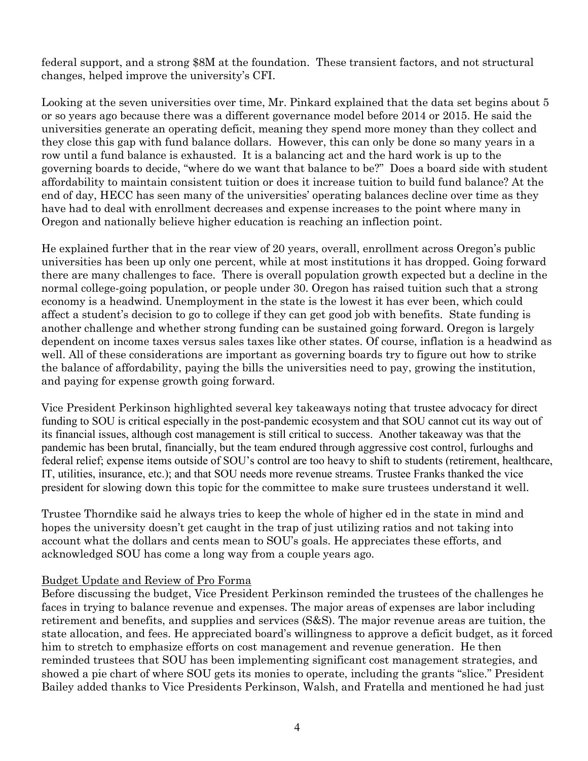federal support, and a strong $8M at the foundation. These transient factors, and not structural changes, helped improve the university's CFI.

Looking at the seven universities over time, Mr. Pinkard explained that the data set begins about 5 or so years ago because there was a different governance model before 2014 or 2015. He said the universities generate an operating deficit, meaning they spend more money than they collect and they close this gap with fund balance dollars. However, this can only be done so many years in a row until a fund balance is exhausted. It is a balancing act and the hard work is up to the governing boards to decide, "where do we want that balance to be?" Does a board side with student affordability to maintain consistent tuition or does it increase tuition to build fund balance? At the end of day, HECC has seen many of the universities' operating balances decline over time as they have had to deal with enrollment decreases and expense increases to the point where many in Oregon and nationally believe higher education is reaching an inflection point.

He explained further that in the rear view of 20 years, overall, enrollment across Oregon's public universities has been up only one percent, while at most institutions it has dropped. Going forward there are many challenges to face. There is overall population growth expected but a decline in the normal college-going population, or people under 30. Oregon has raised tuition such that a strong economy is a headwind. Unemployment in the state is the lowest it has ever been, which could affect a student's decision to go to college if they can get good job with benefits. State funding is another challenge and whether strong funding can be sustained going forward. Oregon is largely dependent on income taxes versus sales taxes like other states. Of course, inflation is a headwind as well. All of these considerations are important as governing boards try to figure out how to strike the balance of affordability, paying the bills the universities need to pay, growing the institution, and paying for expense growth going forward.

Vice President Perkinson highlighted several key takeaways noting that trustee advocacy for direct funding to SOU is critical especially in the post-pandemic ecosystem and that SOU cannot cut its way out of its financial issues, although cost management is still critical to success. Another takeaway was that the pandemic has been brutal, financially, but the team endured through aggressive cost control, furloughs and federal relief; expense items outside of SOU's control are too heavy to shift to students (retirement, healthcare, IT, utilities, insurance, etc.); and that SOU needs more revenue streams. Trustee Franks thanked the vice president for slowing down this topic for the committee to make sure trustees understand it well.

Trustee Thorndike said he always tries to keep the whole of higher ed in the state in mind and hopes the university doesn't get caught in the trap of just utilizing ratios and not taking into account what the dollars and cents mean to SOU's goals. He appreciates these efforts, and acknowledged SOU has come a long way from a couple years ago.

Budget Update and Review of Pro Forma

Before discussing the budget, Vice President Perkinson reminded the trustees of the challenges he faces in trying to balance revenue and expenses. The major areas of expenses are labor including retirement and benefits, and supplies and services (S&S). The major revenue areas are tuition, the state allocation, and fees. He appreciated board's willingness to approve a deficit budget, as it forced him to stretch to emphasize efforts on cost management and revenue generation. He then reminded trustees that SOU has been implementing significant cost management strategies, and showed a pie chart of where SOU gets its monies to operate, including the grants "slice." President Bailey added thanks to Vice Presidents Perkinson, Walsh, and Fratella and mentioned he had just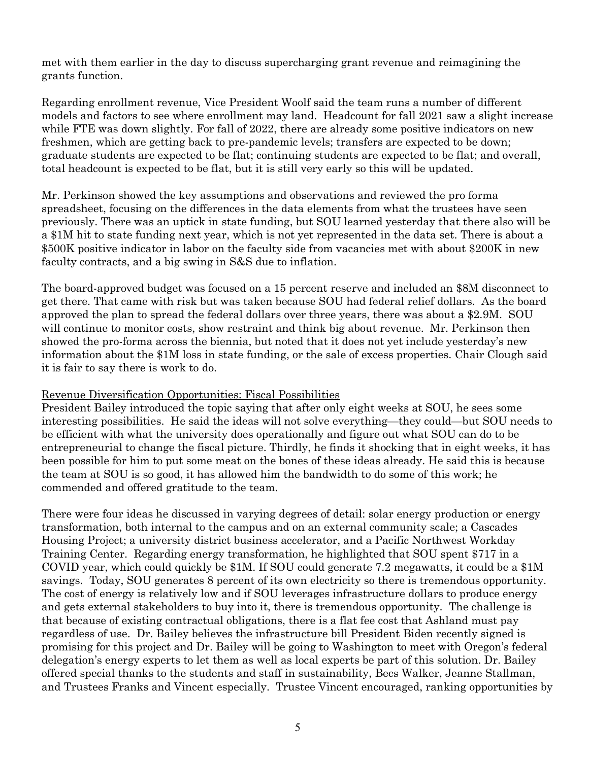met with them earlier in the day to discuss supercharging grant revenue and reimagining the grants function.

Regarding enrollment revenue, Vice President Woolf said the team runs a number of different models and factors to see where enrollment may land. Headcount for fall 2021 saw a slight increase while FTE was down slightly. For fall of 2022, there are already some positive indicators on new freshmen, which are getting back to pre-pandemic levels; transfers are expected to be down; graduate students are expected to be flat; continuing students are expected to be flat; and overall, total headcount is expected to be flat, but it is still very early so this will be updated.

Mr. Perkinson showed the key assumptions and observations and reviewed the pro forma spreadsheet, focusing on the differences in the data elements from what the trustees have seen previously. There was an uptick in state funding, but SOU learned yesterday that there also will be a $1M hit to state funding next year, which is not yet represented in the data set. There is about a $500K positive indicator in labor on the faculty side from vacancies met with about $200K in new faculty contracts, and a big swing in S&S due to inflation.

The board-approved budget was focused on a 15 percent reserve and included an $8M disconnect to get there. That came with risk but was taken because SOU had federal relief dollars. As the board approved the plan to spread the federal dollars over three years, there was about a $2.9M. SOU will continue to monitor costs, show restraint and think big about revenue. Mr. Perkinson then showed the pro-forma across the biennia, but noted that it does not yet include yesterday's new information about the $1M loss in state funding, or the sale of excess properties. Chair Clough said it is fair to say there is work to do.

<u>Revenue Diversification Opportunities: Fiscal Possibilities</u>

President Bailey introduced the topic saying that after only eight weeks at SOU, he sees some interesting possibilities. He said the ideas will not solve everything—they could—but SOU needs to be efficient with what the university does operationally and figure out what SOU can do to be entrepreneurial to change the fiscal picture. Thirdly, he finds it shocking that in eight weeks, it has been possible for him to put some meat on the bones of these ideas already. He said this is because the team at SOU is so good, it has allowed him the bandwidth to do some of this work; he commended and offered gratitude to the team.

There were four ideas he discussed in varying degrees of detail: solar energy production or energy transformation, both internal to the campus and on an external community scale; a Cascades Housing Project; a university district business accelerator, and a Pacific Northwest Workday Training Center. Regarding energy transformation, he highlighted that SOU spent $717 in a COVID year, which could quickly be $1M. If SOU could generate 7.2 megawatts, it could be a $1M savings. Today, SOU generates 8 percent of its own electricity so there is tremendous opportunity. The cost of energy is relatively low and if SOU leverages infrastructure dollars to produce energy and gets external stakeholders to buy into it, there is tremendous opportunity. The challenge is that because of existing contractual obligations, there is a flat fee cost that Ashland must pay regardless of use. Dr. Bailey believes the infrastructure bill President Biden recently signed is promising for this project and Dr. Bailey will be going to Washington to meet with Oregon's federal delegation's energy experts to let them as well as local experts be part of this solution. Dr. Bailey offered special thanks to the students and staff in sustainability, Becs Walker, Jeanne Stallman, and Trustees Franks and Vincent especially. Trustee Vincent encouraged, ranking opportunities by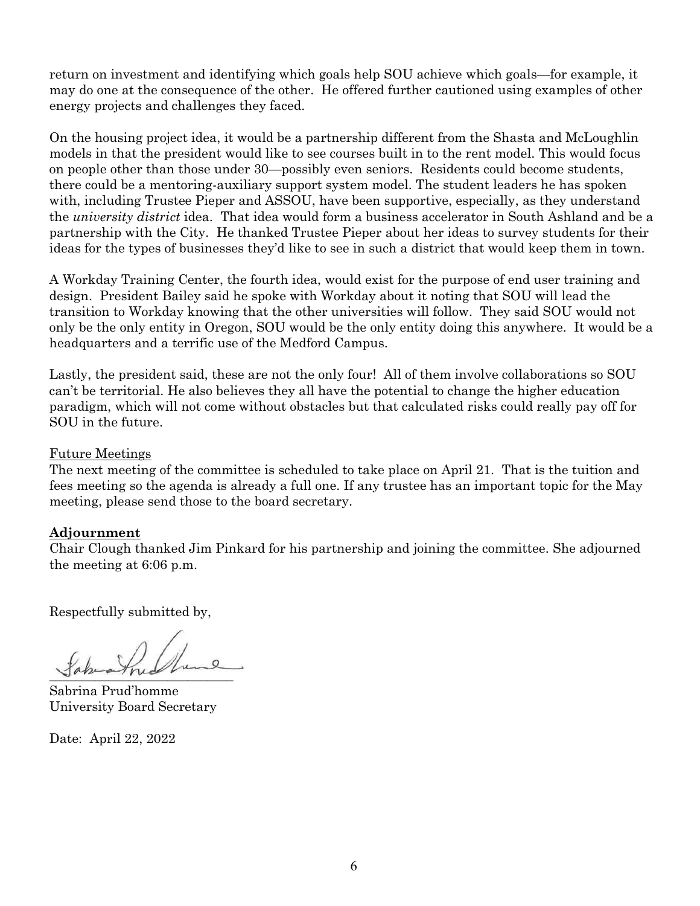return on investment and identifying which goals help SOU achieve which goals—for example, it may do one at the consequence of the other. He offered further cautioned using examples of other energy projects and challenges they faced.

On the housing project idea, it would be a partnership different from the Shasta and McLoughlin models in that the president would like to see courses built in to the rent model. This would focus on people other than those under 30—possibly even seniors. Residents could become students, there could be a mentoring-auxiliary support system model. The student leaders he has spoken with, including Trustee Pieper and ASSOU, have been supportive, especially, as they understand the *university district* idea. That idea would form a business accelerator in South Ashland and be a partnership with the City. He thanked Trustee Pieper about her ideas to survey students for their ideas for the types of businesses they'd like to see in such a district that would keep them in town.

A Workday Training Center, the fourth idea, would exist for the purpose of end user training and design. President Bailey said he spoke with Workday about it noting that SOU will lead the transition to Workday knowing that the other universities will follow. They said SOU would not only be the only entity in Oregon, SOU would be the only entity doing this anywhere. It would be a headquarters and a terrific use of the Medford Campus.

Lastly, the president said, these are not the only four! All of them involve collaborations so SOU can't be territorial. He also believes they all have the potential to change the higher education paradigm, which will not come without obstacles but that calculated risks could really pay off for SOU in the future.

Future Meetings

The next meeting of the committee is scheduled to take place on April 21. That is the tuition and fees meeting so the agenda is already a full one. If any trustee has an important topic for the May meeting, please send those to the board secretary.

**Adjournment**

Chair Clough thanked Jim Pinkard for his partnership and joining the committee. She adjourned the meeting at 6:06 p.m.

Respectfully submitted by,

Sabrina Prud'homme
University Board Secretary

Date: April 22, 2022